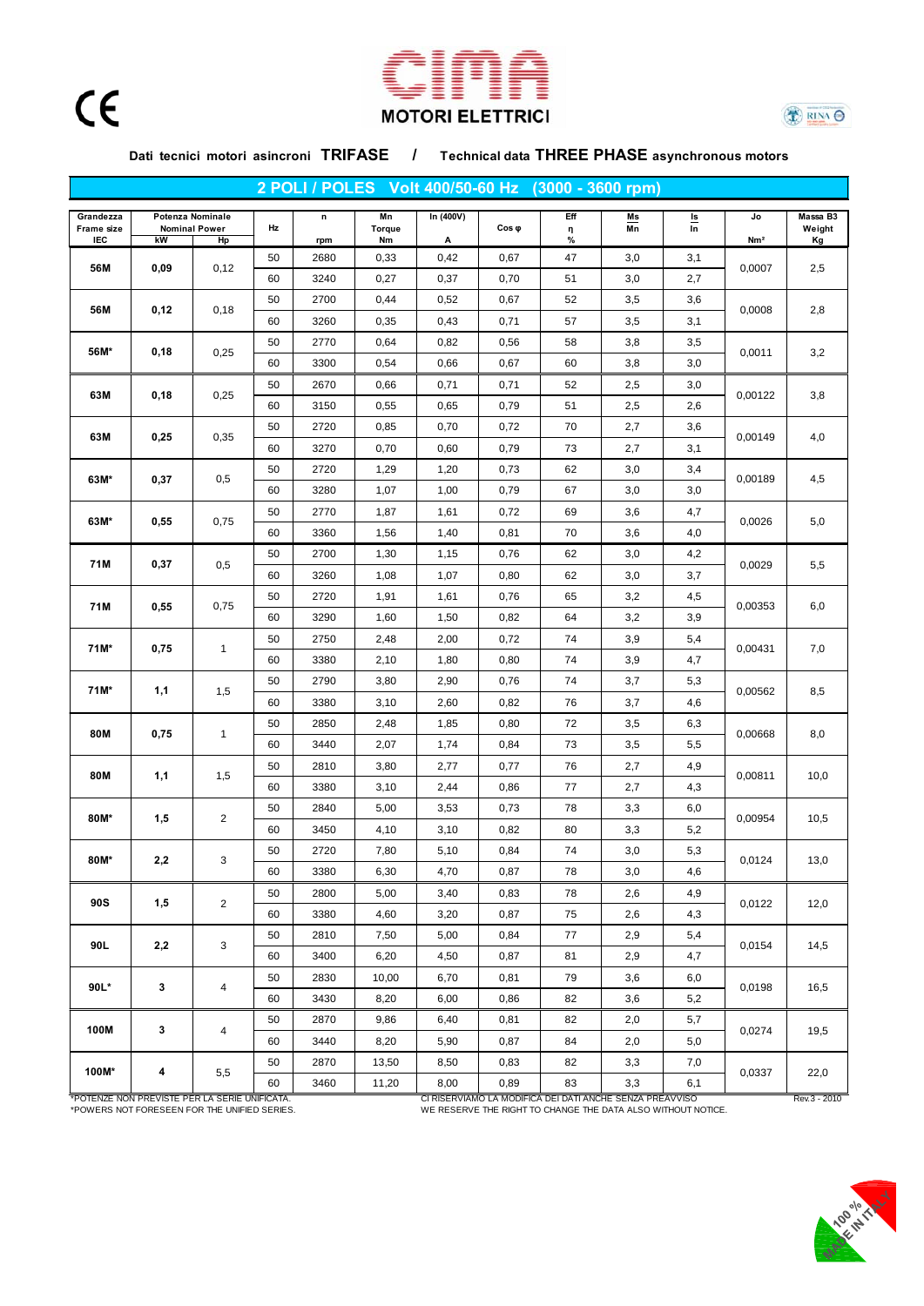# CIMA MOTORI ELETTRICI

**Dati tecnici motori asincroni TRIFASE / Technical data THREE PHASE asynchronous motors**

## 2 POLI / POLES Volt 400/50-60 Hz (3000 - 3600 rpm)

| Grandezza Frame size IEC | Potenza Nominale Nominal Power kW | Hp | Hz | n rpm | Mn Torque Nm | In (400V) A | Cos φ | Eff η % | Ms/Mn | Is/In | Jo Nm² | Massa B3 Weight Kg |
|---|---|---|---|---|---|---|---|---|---|---|---|---|
| 56M | 0,09 | 0,12 | 50 | 2680 | 0,33 | 0,42 | 0,67 | 47 | 3,0 | 3,1 | 0,0007 | 2,5 |
| | | | 60 | 3240 | 0,27 | 0,37 | 0,70 | 51 | 3,0 | 2,7 | | |
| 56M | 0,12 | 0,18 | 50 | 2700 | 0,44 | 0,52 | 0,67 | 52 | 3,5 | 3,6 | 0,0008 | 2,8 |
| | | | 60 | 3260 | 0,35 | 0,43 | 0,71 | 57 | 3,5 | 3,1 | | |
| 56M* | 0,18 | 0,25 | 50 | 2770 | 0,64 | 0,82 | 0,56 | 58 | 3,8 | 3,5 | 0,0011 | 3,2 |
| | | | 60 | 3300 | 0,54 | 0,66 | 0,67 | 60 | 3,8 | 3,0 | | |
| 63M | 0,18 | 0,25 | 50 | 2670 | 0,66 | 0,71 | 0,71 | 52 | 2,5 | 3,0 | 0,00122 | 3,8 |
| | | | 60 | 3150 | 0,55 | 0,65 | 0,79 | 51 | 2,5 | 2,6 | | |
| 63M | 0,25 | 0,35 | 50 | 2720 | 0,85 | 0,70 | 0,72 | 70 | 2,7 | 3,6 | 0,00149 | 4,0 |
| | | | 60 | 3270 | 0,70 | 0,60 | 0,79 | 73 | 2,7 | 3,1 | | |
| 63M* | 0,37 | 0,5 | 50 | 2720 | 1,29 | 1,20 | 0,73 | 62 | 3,0 | 3,4 | 0,00189 | 4,5 |
| | | | 60 | 3280 | 1,07 | 1,00 | 0,79 | 67 | 3,0 | 3,0 | | |
| 63M* | 0,55 | 0,75 | 50 | 2770 | 1,87 | 1,61 | 0,72 | 69 | 3,6 | 4,7 | 0,0026 | 5,0 |
| | | | 60 | 3360 | 1,56 | 1,40 | 0,81 | 70 | 3,6 | 4,0 | | |
| 71M | 0,37 | 0,5 | 50 | 2700 | 1,30 | 1,15 | 0,76 | 62 | 3,0 | 4,2 | 0,0029 | 5,5 |
| | | | 60 | 3260 | 1,08 | 1,07 | 0,80 | 62 | 3,0 | 3,7 | | |
| 71M | 0,55 | 0,75 | 50 | 2720 | 1,91 | 1,61 | 0,76 | 65 | 3,2 | 4,5 | 0,00353 | 6,0 |
| | | | 60 | 3290 | 1,60 | 1,50 | 0,82 | 64 | 3,2 | 3,9 | | |
| 71M* | 0,75 | 1 | 50 | 2750 | 2,48 | 2,00 | 0,72 | 74 | 3,9 | 5,4 | 0,00431 | 7,0 |
| | | | 60 | 3380 | 2,10 | 1,80 | 0,80 | 74 | 3,9 | 4,7 | | |
| 71M* | 1,1 | 1,5 | 50 | 2790 | 3,80 | 2,90 | 0,76 | 74 | 3,7 | 5,3 | 0,00562 | 8,5 |
| | | | 60 | 3380 | 3,10 | 2,60 | 0,82 | 76 | 3,7 | 4,6 | | |
| 80M | 0,75 | 1 | 50 | 2850 | 2,48 | 1,85 | 0,80 | 72 | 3,5 | 6,3 | 0,00668 | 8,0 |
| | | | 60 | 3440 | 2,07 | 1,74 | 0,84 | 73 | 3,5 | 5,5 | | |
| 80M | 1,1 | 1,5 | 50 | 2810 | 3,80 | 2,77 | 0,77 | 76 | 2,7 | 4,9 | 0,00811 | 10,0 |
| | | | 60 | 3380 | 3,10 | 2,44 | 0,86 | 77 | 2,7 | 4,3 | | |
| 80M* | 1,5 | 2 | 50 | 2840 | 5,00 | 3,53 | 0,73 | 78 | 3,3 | 6,0 | 0,00954 | 10,5 |
| | | | 60 | 3450 | 4,10 | 3,10 | 0,82 | 80 | 3,3 | 5,2 | | |
| 80M* | 2,2 | 3 | 50 | 2720 | 7,80 | 5,10 | 0,84 | 74 | 3,0 | 5,3 | 0,0124 | 13,0 |
| | | | 60 | 3380 | 6,30 | 4,70 | 0,87 | 78 | 3,0 | 4,6 | | |
| 90S | 1,5 | 2 | 50 | 2800 | 5,00 | 3,40 | 0,83 | 78 | 2,6 | 4,9 | 0,0122 | 12,0 |
| | | | 60 | 3380 | 4,60 | 3,20 | 0,87 | 75 | 2,6 | 4,3 | | |
| 90L | 2,2 | 3 | 50 | 2810 | 7,50 | 5,00 | 0,84 | 77 | 2,9 | 5,4 | 0,0154 | 14,5 |
| | | | 60 | 3400 | 6,20 | 4,50 | 0,87 | 81 | 2,9 | 4,7 | | |
| 90L* | 3 | 4 | 50 | 2830 | 10,00 | 6,70 | 0,81 | 79 | 3,6 | 6,0 | 0,0198 | 16,5 |
| | | | 60 | 3430 | 8,20 | 6,00 | 0,86 | 82 | 3,6 | 5,2 | | |
| 100M | 3 | 4 | 50 | 2870 | 9,86 | 6,40 | 0,81 | 82 | 2,0 | 5,7 | 0,0274 | 19,5 |
| | | | 60 | 3440 | 8,20 | 5,90 | 0,87 | 84 | 2,0 | 5,0 | | |
| 100M* | 4 | 5,5 | 50 | 2870 | 13,50 | 8,50 | 0,83 | 82 | 3,3 | 7,0 | 0,0337 | 22,0 |
| | | | 60 | 3460 | 11,20 | 8,00 | 0,89 | 83 | 3,3 | 6,1 | | |

*POTENZE NON PREVISTE PER LA SERIE UNIFICATA.
*POWERS NOT FORESEEN FOR THE UNIFIED SERIES.

CI RISERVIAMO LA MODIFICA DEI DATI ANCHE SENZA PREAVVISO
WE RESERVE THE RIGHT TO CHANGE THE DATA ALSO WITHOUT NOTICE.

Rev.3 - 2010

100% MADE IN ITALY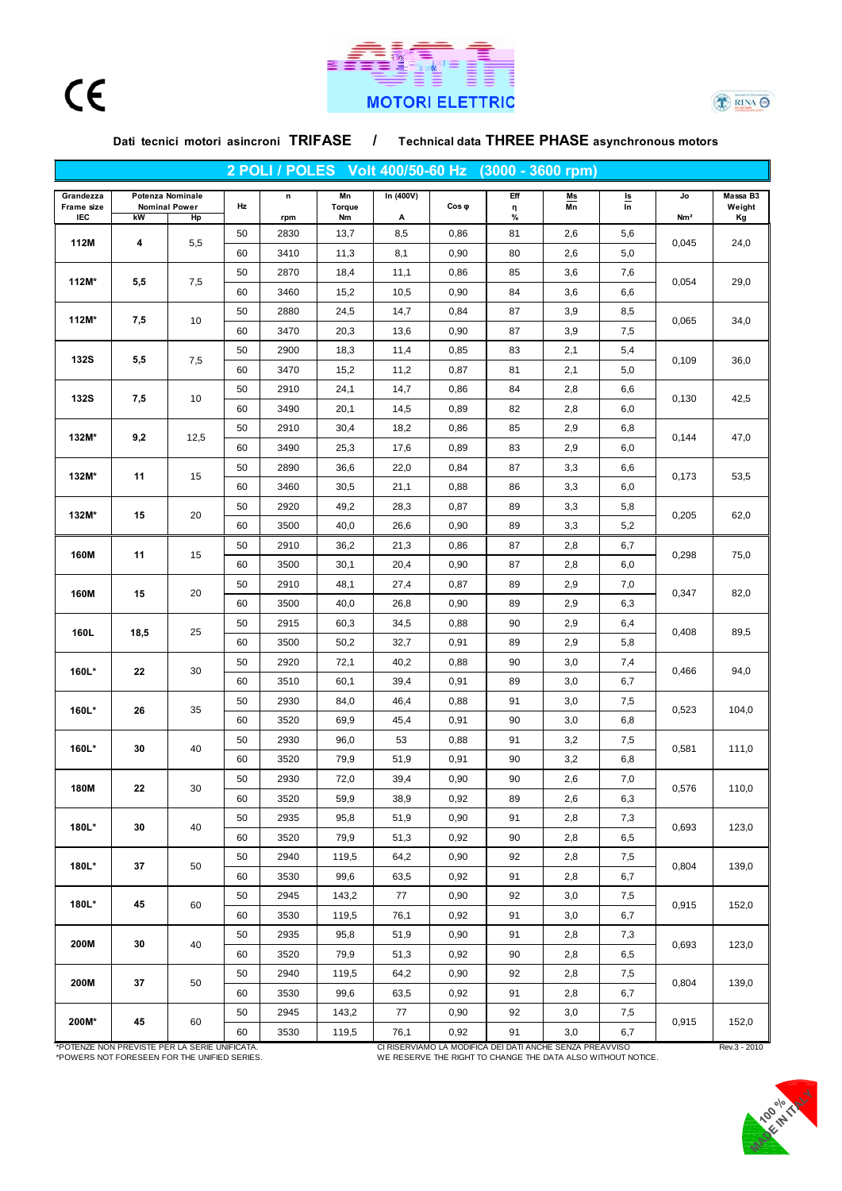CE

MOTORI ELETTRIC

Dati tecnici motori asincroni **TRIFASE** / Technical data **THREE PHASE** asynchronous motors

## 2 POLI / POLES Volt 400/50-60 Hz (3000 - 3600 rpm)

| Grandezza Frame size IEC | Potenza Nominale Nominal Power kW | Hp | Hz | n rpm | Mn Torque Nm | In (400V) A | Cos φ | Eff η % | Ms/Mn | Is/In | Jo Nm² | Massa B3 Weight Kg |
|---|---|---|---|---|---|---|---|---|---|---|---|---|
| 112M | 4 | 5,5 | 50 | 2830 | 13,7 | 8,5 | 0,86 | 81 | 2,6 | 5,6 | 0,045 | 24,0 |
| | | | 60 | 3410 | 11,3 | 8,1 | 0,90 | 80 | 2,6 | 5,0 | | |
| 112M* | 5,5 | 7,5 | 50 | 2870 | 18,4 | 11,1 | 0,86 | 85 | 3,6 | 7,6 | 0,054 | 29,0 |
| | | | 60 | 3460 | 15,2 | 10,5 | 0,90 | 84 | 3,6 | 6,6 | | |
| 112M* | 7,5 | 10 | 50 | 2880 | 24,5 | 14,7 | 0,84 | 87 | 3,9 | 8,5 | 0,065 | 34,0 |
| | | | 60 | 3470 | 20,3 | 13,6 | 0,90 | 87 | 3,9 | 7,5 | | |
| 132S | 5,5 | 7,5 | 50 | 2900 | 18,3 | 11,4 | 0,85 | 83 | 2,1 | 5,4 | 0,109 | 36,0 |
| | | | 60 | 3470 | 15,2 | 11,2 | 0,87 | 81 | 2,1 | 5,0 | | |
| 132S | 7,5 | 10 | 50 | 2910 | 24,1 | 14,7 | 0,86 | 84 | 2,8 | 6,6 | 0,130 | 42,5 |
| | | | 60 | 3490 | 20,1 | 14,5 | 0,89 | 82 | 2,8 | 6,0 | | |
| 132M* | 9,2 | 12,5 | 50 | 2910 | 30,4 | 18,2 | 0,86 | 85 | 2,9 | 6,8 | 0,144 | 47,0 |
| | | | 60 | 3490 | 25,3 | 17,6 | 0,89 | 83 | 2,9 | 6,0 | | |
| 132M* | 11 | 15 | 50 | 2890 | 36,6 | 22,0 | 0,84 | 87 | 3,3 | 6,6 | 0,173 | 53,5 |
| | | | 60 | 3460 | 30,5 | 21,1 | 0,88 | 86 | 3,3 | 6,0 | | |
| 132M* | 15 | 20 | 50 | 2920 | 49,2 | 28,3 | 0,87 | 89 | 3,3 | 5,8 | 0,205 | 62,0 |
| | | | 60 | 3500 | 40,0 | 26,6 | 0,90 | 89 | 3,3 | 5,2 | | |
| 160M | 11 | 15 | 50 | 2910 | 36,2 | 21,3 | 0,86 | 87 | 2,8 | 6,7 | 0,298 | 75,0 |
| | | | 60 | 3500 | 30,1 | 20,4 | 0,90 | 87 | 2,8 | 6,0 | | |
| 160M | 15 | 20 | 50 | 2910 | 48,1 | 27,4 | 0,87 | 89 | 2,9 | 7,0 | 0,347 | 82,0 |
| | | | 60 | 3500 | 40,0 | 26,8 | 0,90 | 89 | 2,9 | 6,3 | | |
| 160L | 18,5 | 25 | 50 | 2915 | 60,3 | 34,5 | 0,88 | 90 | 2,9 | 6,4 | 0,408 | 89,5 |
| | | | 60 | 3500 | 50,2 | 32,7 | 0,91 | 89 | 2,9 | 5,8 | | |
| 160L* | 22 | 30 | 50 | 2920 | 72,1 | 40,2 | 0,88 | 90 | 3,0 | 7,4 | 0,466 | 94,0 |
| | | | 60 | 3510 | 60,1 | 39,4 | 0,91 | 89 | 3,0 | 6,7 | | |
| 160L* | 26 | 35 | 50 | 2930 | 84,0 | 46,4 | 0,88 | 91 | 3,0 | 7,5 | 0,523 | 104,0 |
| | | | 60 | 3520 | 69,9 | 45,4 | 0,91 | 90 | 3,0 | 6,8 | | |
| 160L* | 30 | 40 | 50 | 2930 | 96,0 | 53 | 0,88 | 91 | 3,2 | 7,5 | 0,581 | 111,0 |
| | | | 60 | 3520 | 79,9 | 51,9 | 0,91 | 90 | 3,2 | 6,8 | | |
| 180M | 22 | 30 | 50 | 2930 | 72,0 | 39,4 | 0,90 | 90 | 2,6 | 7,0 | 0,576 | 110,0 |
| | | | 60 | 3520 | 59,9 | 38,9 | 0,92 | 89 | 2,6 | 6,3 | | |
| 180L* | 30 | 40 | 50 | 2935 | 95,8 | 51,9 | 0,90 | 91 | 2,8 | 7,3 | 0,693 | 123,0 |
| | | | 60 | 3520 | 79,9 | 51,3 | 0,92 | 90 | 2,8 | 6,5 | | |
| 180L* | 37 | 50 | 50 | 2940 | 119,5 | 64,2 | 0,90 | 92 | 2,8 | 7,5 | 0,804 | 139,0 |
| | | | 60 | 3530 | 99,6 | 63,5 | 0,92 | 91 | 2,8 | 6,7 | | |
| 180L* | 45 | 60 | 50 | 2945 | 143,2 | 77 | 0,90 | 92 | 3,0 | 7,5 | 0,915 | 152,0 |
| | | | 60 | 3530 | 119,5 | 76,1 | 0,92 | 91 | 3,0 | 6,7 | | |
| 200M | 30 | 40 | 50 | 2935 | 95,8 | 51,9 | 0,90 | 91 | 2,8 | 7,3 | 0,693 | 123,0 |
| | | | 60 | 3520 | 79,9 | 51,3 | 0,92 | 90 | 2,8 | 6,5 | | |
| 200M | 37 | 50 | 50 | 2940 | 119,5 | 64,2 | 0,90 | 92 | 2,8 | 7,5 | 0,804 | 139,0 |
| | | | 60 | 3530 | 99,6 | 63,5 | 0,92 | 91 | 2,8 | 6,7 | | |
| 200M* | 45 | 60 | 50 | 2945 | 143,2 | 77 | 0,90 | 92 | 3,0 | 7,5 | 0,915 | 152,0 |
| | | | 60 | 3530 | 119,5 | 76,1 | 0,92 | 91 | 3,0 | 6,7 | | |

*POTENZE NON PREVISTE PER LA SERIE UNIFICATA.
*POWERS NOT FORESEEN FOR THE UNIFIED SERIES.

CI RISERVIAMO LA MODIFICA DEI DATI ANCHE SENZA PREAVVISO
WE RESERVE THE RIGHT TO CHANGE THE DATA ALSO WITHOUT NOTICE.

Rev.3 - 2010

100 % MADE IN ITALY